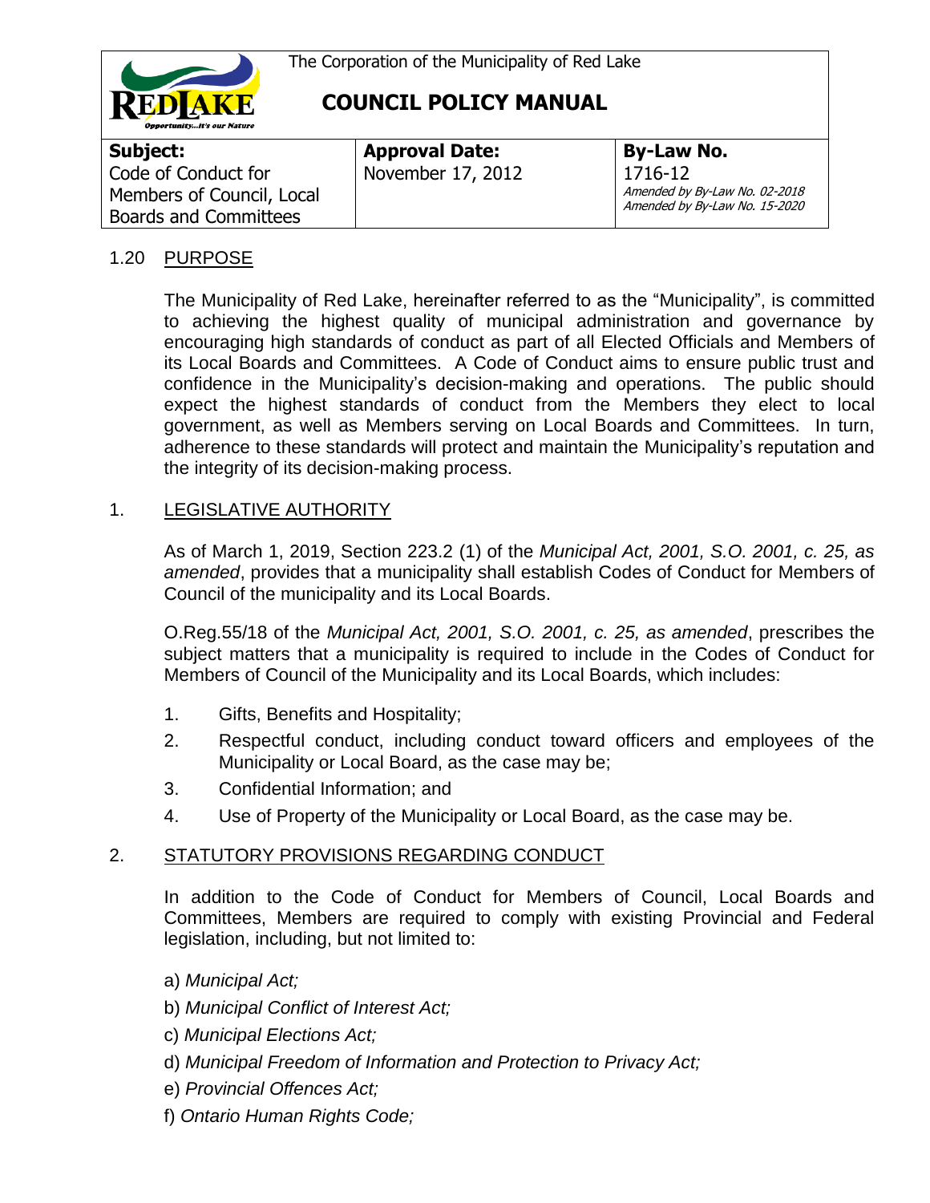The Corporation of the Municipality of Red Lake

# COUNCIL POLICY MANUAL

| **Subject:** | **Approval Date:** | **By-Law No.** |
|---|---|---|
| Code of Conduct for Members of Council, Local Boards and Committees | November 17, 2012 | 1716-12<br>*Amended by By-Law No. 02-2018*<br>*Amended by By-Law No. 15-2020* |

## 1.20 PURPOSE

The Municipality of Red Lake, hereinafter referred to as the "Municipality", is committed to achieving the highest quality of municipal administration and governance by encouraging high standards of conduct as part of all Elected Officials and Members of its Local Boards and Committees. A Code of Conduct aims to ensure public trust and confidence in the Municipality's decision-making and operations. The public should expect the highest standards of conduct from the Members they elect to local government, as well as Members serving on Local Boards and Committees. In turn, adherence to these standards will protect and maintain the Municipality's reputation and the integrity of its decision-making process.

## 1. LEGISLATIVE AUTHORITY

As of March 1, 2019, Section 223.2 (1) of the *Municipal Act, 2001, S.O. 2001, c. 25, as amended*, provides that a municipality shall establish Codes of Conduct for Members of Council of the municipality and its Local Boards.

O.Reg.55/18 of the *Municipal Act, 2001, S.O. 2001, c. 25, as amended*, prescribes the subject matters that a municipality is required to include in the Codes of Conduct for Members of Council of the Municipality and its Local Boards, which includes:

1. Gifts, Benefits and Hospitality;
2. Respectful conduct, including conduct toward officers and employees of the Municipality or Local Board, as the case may be;
3. Confidential Information; and
4. Use of Property of the Municipality or Local Board, as the case may be.

## 2. STATUTORY PROVISIONS REGARDING CONDUCT

In addition to the Code of Conduct for Members of Council, Local Boards and Committees, Members are required to comply with existing Provincial and Federal legislation, including, but not limited to:

a) *Municipal Act;*

b) *Municipal Conflict of Interest Act;*

c) *Municipal Elections Act;*

d) *Municipal Freedom of Information and Protection to Privacy Act;*

e) *Provincial Offences Act;*

f) *Ontario Human Rights Code;*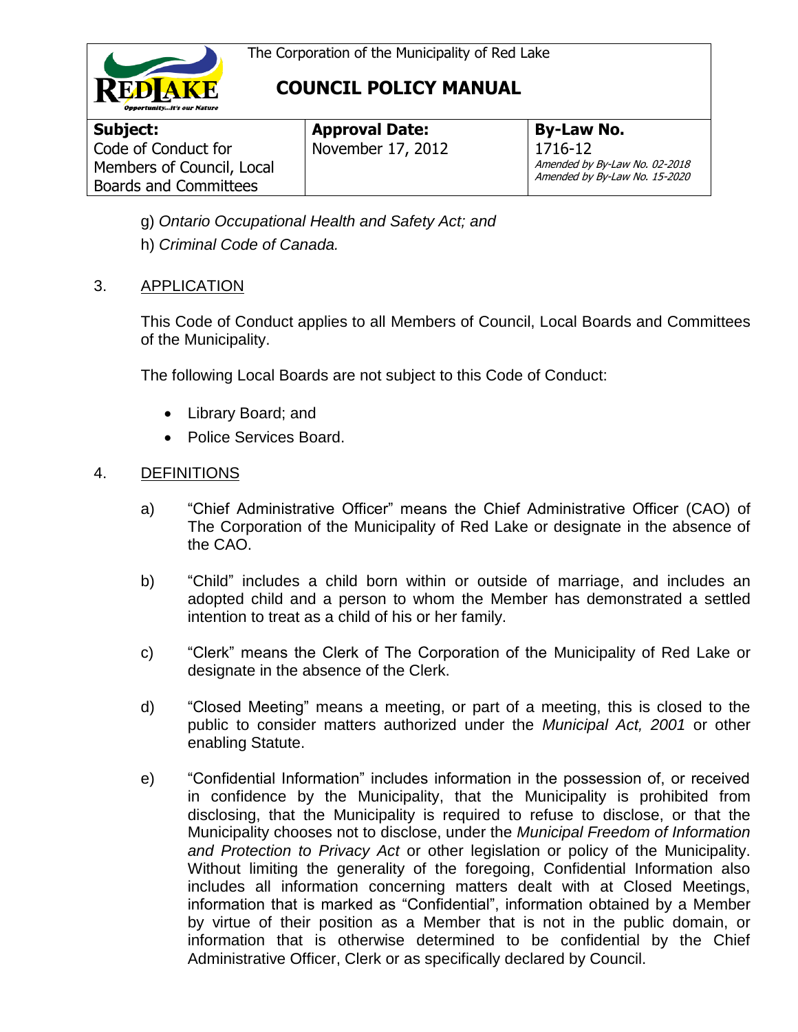g) *Ontario Occupational Health and Safety Act; and*

h) *Criminal Code of Canada.*

## 3. APPLICATION

This Code of Conduct applies to all Members of Council, Local Boards and Committees of the Municipality.

The following Local Boards are not subject to this Code of Conduct:

- Library Board; and
- Police Services Board.

## 4. DEFINITIONS

a) "Chief Administrative Officer" means the Chief Administrative Officer (CAO) of The Corporation of the Municipality of Red Lake or designate in the absence of the CAO.

b) "Child" includes a child born within or outside of marriage, and includes an adopted child and a person to whom the Member has demonstrated a settled intention to treat as a child of his or her family.

c) "Clerk" means the Clerk of The Corporation of the Municipality of Red Lake or designate in the absence of the Clerk.

d) "Closed Meeting" means a meeting, or part of a meeting, this is closed to the public to consider matters authorized under the *Municipal Act, 2001* or other enabling Statute.

e) "Confidential Information" includes information in the possession of, or received in confidence by the Municipality, that the Municipality is prohibited from disclosing, that the Municipality is required to refuse to disclose, or that the Municipality chooses not to disclose, under the *Municipal Freedom of Information and Protection to Privacy Act* or other legislation or policy of the Municipality. Without limiting the generality of the foregoing, Confidential Information also includes all information concerning matters dealt with at Closed Meetings, information that is marked as "Confidential", information obtained by a Member by virtue of their position as a Member that is not in the public domain, or information that is otherwise determined to be confidential by the Chief Administrative Officer, Clerk or as specifically declared by Council.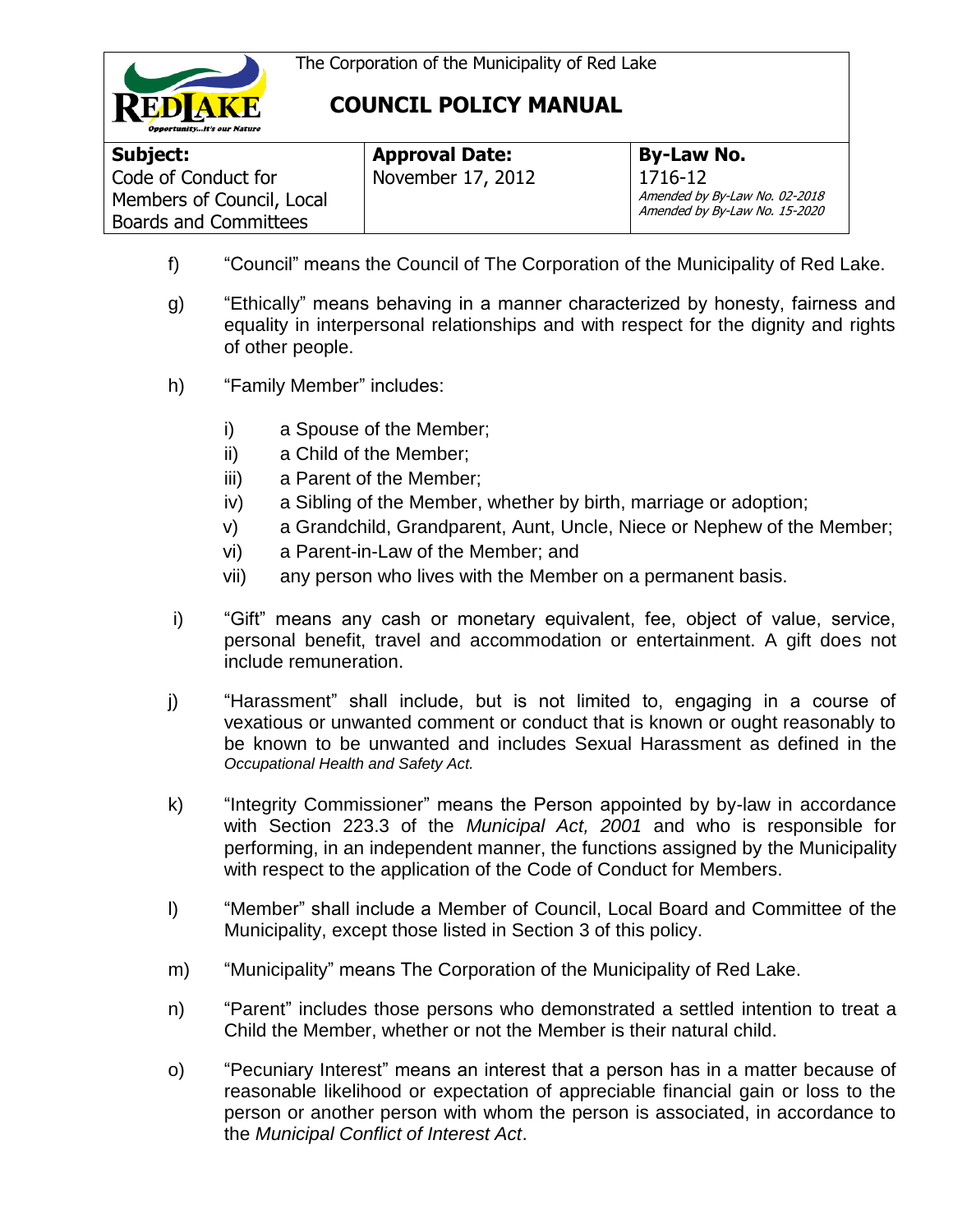f) “Council” means the Council of The Corporation of the Municipality of Red Lake.

g) “Ethically” means behaving in a manner characterized by honesty, fairness and equality in interpersonal relationships and with respect for the dignity and rights of other people.

h) “Family Member” includes:

- i) a Spouse of the Member;
- ii) a Child of the Member;
- iii) a Parent of the Member;
- iv) a Sibling of the Member, whether by birth, marriage or adoption;
- v) a Grandchild, Grandparent, Aunt, Uncle, Niece or Nephew of the Member;
- vi) a Parent-in-Law of the Member; and
- vii) any person who lives with the Member on a permanent basis.

i) “Gift” means any cash or monetary equivalent, fee, object of value, service, personal benefit, travel and accommodation or entertainment. A gift does not include remuneration.

j) “Harassment” shall include, but is not limited to, engaging in a course of vexatious or unwanted comment or conduct that is known or ought reasonably to be known to be unwanted and includes Sexual Harassment as defined in the *Occupational Health and Safety Act.*

k) “Integrity Commissioner” means the Person appointed by by-law in accordance with Section 223.3 of the *Municipal Act, 2001* and who is responsible for performing, in an independent manner, the functions assigned by the Municipality with respect to the application of the Code of Conduct for Members.

l) “Member” shall include a Member of Council, Local Board and Committee of the Municipality, except those listed in Section 3 of this policy.

m) “Municipality” means The Corporation of the Municipality of Red Lake.

n) “Parent” includes those persons who demonstrated a settled intention to treat a Child the Member, whether or not the Member is their natural child.

o) “Pecuniary Interest” means an interest that a person has in a matter because of reasonable likelihood or expectation of appreciable financial gain or loss to the person or another person with whom the person is associated, in accordance to the *Municipal Conflict of Interest Act*.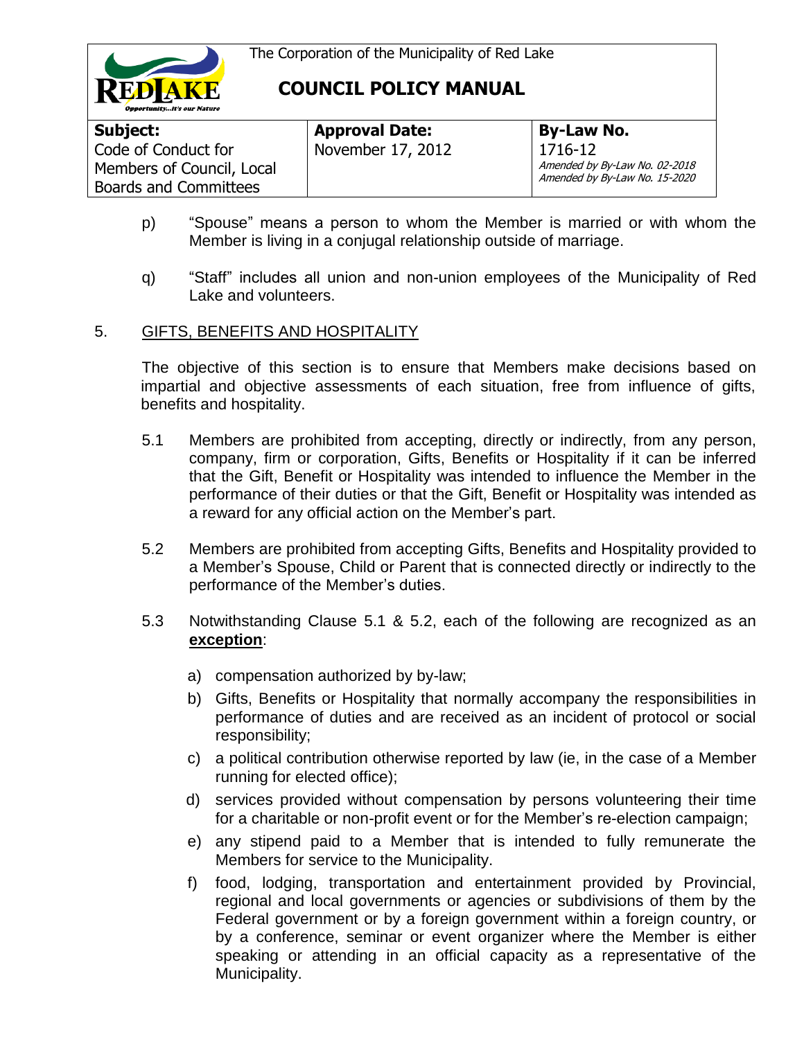p) "Spouse" means a person to whom the Member is married or with whom the Member is living in a conjugal relationship outside of marriage.

q) "Staff" includes all union and non-union employees of the Municipality of Red Lake and volunteers.

## 5. GIFTS, BENEFITS AND HOSPITALITY

The objective of this section is to ensure that Members make decisions based on impartial and objective assessments of each situation, free from influence of gifts, benefits and hospitality.

5.1 Members are prohibited from accepting, directly or indirectly, from any person, company, firm or corporation, Gifts, Benefits or Hospitality if it can be inferred that the Gift, Benefit or Hospitality was intended to influence the Member in the performance of their duties or that the Gift, Benefit or Hospitality was intended as a reward for any official action on the Member's part.

5.2 Members are prohibited from accepting Gifts, Benefits and Hospitality provided to a Member's Spouse, Child or Parent that is connected directly or indirectly to the performance of the Member's duties.

5.3 Notwithstanding Clause 5.1 & 5.2, each of the following are recognized as an **exception**:

a) compensation authorized by by-law;

b) Gifts, Benefits or Hospitality that normally accompany the responsibilities in performance of duties and are received as an incident of protocol or social responsibility;

c) a political contribution otherwise reported by law (ie, in the case of a Member running for elected office);

d) services provided without compensation by persons volunteering their time for a charitable or non-profit event or for the Member's re-election campaign;

e) any stipend paid to a Member that is intended to fully remunerate the Members for service to the Municipality.

f) food, lodging, transportation and entertainment provided by Provincial, regional and local governments or agencies or subdivisions of them by the Federal government or by a foreign government within a foreign country, or by a conference, seminar or event organizer where the Member is either speaking or attending in an official capacity as a representative of the Municipality.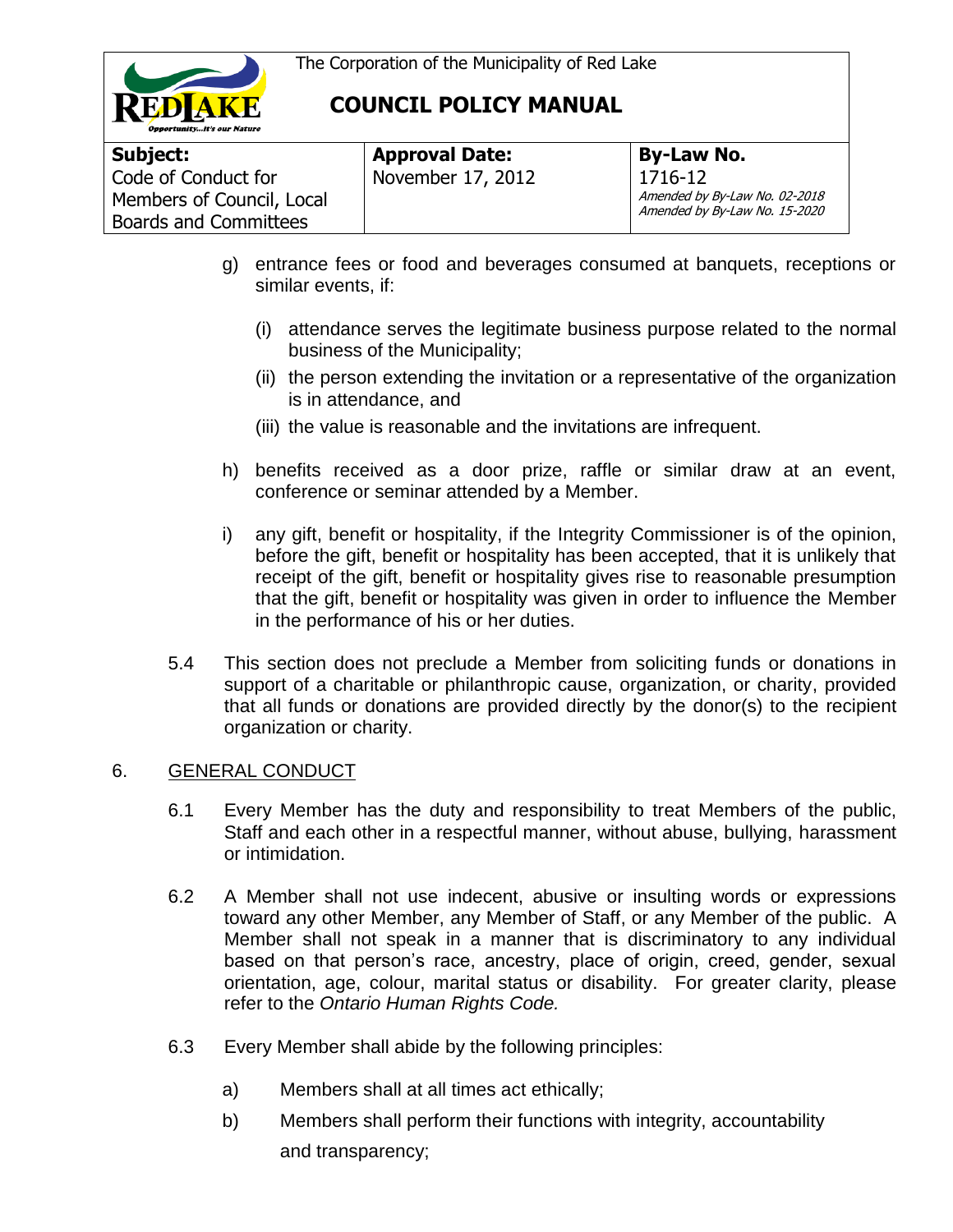g) entrance fees or food and beverages consumed at banquets, receptions or similar events, if:

   (i) attendance serves the legitimate business purpose related to the normal business of the Municipality;

   (ii) the person extending the invitation or a representative of the organization is in attendance, and

   (iii) the value is reasonable and the invitations are infrequent.

h) benefits received as a door prize, raffle or similar draw at an event, conference or seminar attended by a Member.

i) any gift, benefit or hospitality, if the Integrity Commissioner is of the opinion, before the gift, benefit or hospitality has been accepted, that it is unlikely that receipt of the gift, benefit or hospitality gives rise to reasonable presumption that the gift, benefit or hospitality was given in order to influence the Member in the performance of his or her duties.

5.4 This section does not preclude a Member from soliciting funds or donations in support of a charitable or philanthropic cause, organization, or charity, provided that all funds or donations are provided directly by the donor(s) to the recipient organization or charity.

## 6. GENERAL CONDUCT

6.1 Every Member has the duty and responsibility to treat Members of the public, Staff and each other in a respectful manner, without abuse, bullying, harassment or intimidation.

6.2 A Member shall not use indecent, abusive or insulting words or expressions toward any other Member, any Member of Staff, or any Member of the public. A Member shall not speak in a manner that is discriminatory to any individual based on that person's race, ancestry, place of origin, creed, gender, sexual orientation, age, colour, marital status or disability. For greater clarity, please refer to the *Ontario Human Rights Code.*

6.3 Every Member shall abide by the following principles:

a) Members shall at all times act ethically;

b) Members shall perform their functions with integrity, accountability and transparency;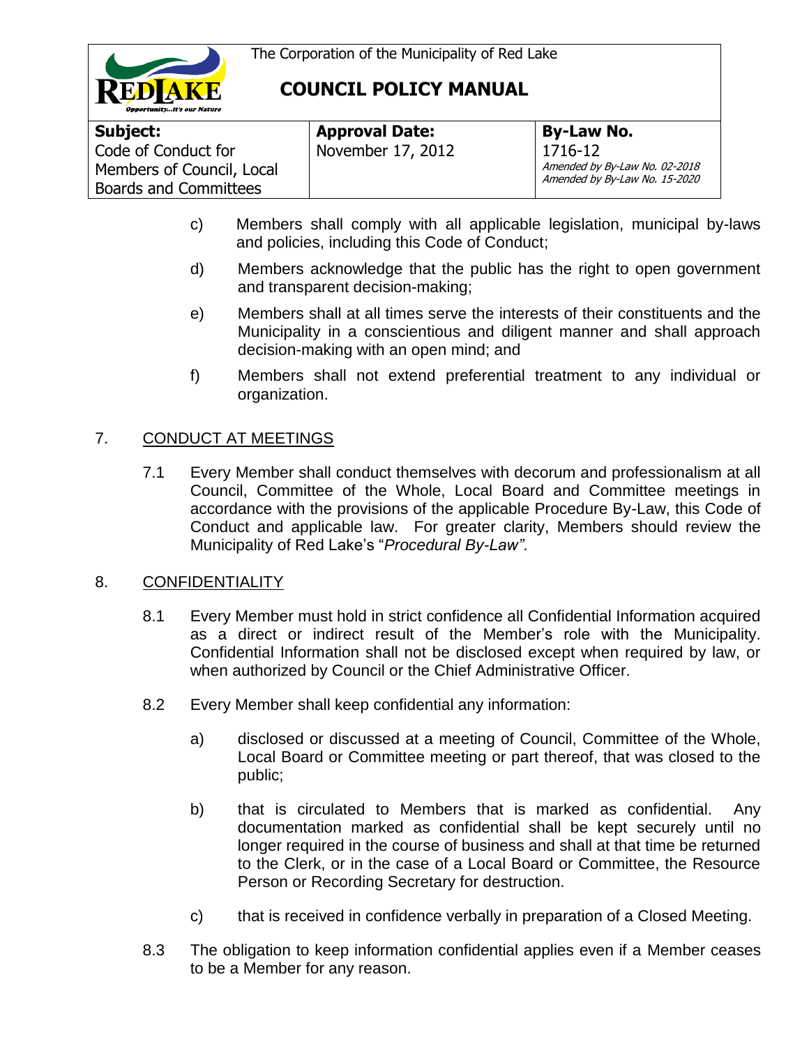c) Members shall comply with all applicable legislation, municipal by-laws and policies, including this Code of Conduct;

d) Members acknowledge that the public has the right to open government and transparent decision-making;

e) Members shall at all times serve the interests of their constituents and the Municipality in a conscientious and diligent manner and shall approach decision-making with an open mind; and

f) Members shall not extend preferential treatment to any individual or organization.

## 7. CONDUCT AT MEETINGS

7.1 Every Member shall conduct themselves with decorum and professionalism at all Council, Committee of the Whole, Local Board and Committee meetings in accordance with the provisions of the applicable Procedure By-Law, this Code of Conduct and applicable law. For greater clarity, Members should review the Municipality of Red Lake's "*Procedural By-Law"*.

## 8. CONFIDENTIALITY

8.1 Every Member must hold in strict confidence all Confidential Information acquired as a direct or indirect result of the Member's role with the Municipality. Confidential Information shall not be disclosed except when required by law, or when authorized by Council or the Chief Administrative Officer.

8.2 Every Member shall keep confidential any information:

a) disclosed or discussed at a meeting of Council, Committee of the Whole, Local Board or Committee meeting or part thereof, that was closed to the public;

b) that is circulated to Members that is marked as confidential. Any documentation marked as confidential shall be kept securely until no longer required in the course of business and shall at that time be returned to the Clerk, or in the case of a Local Board or Committee, the Resource Person or Recording Secretary for destruction.

c) that is received in confidence verbally in preparation of a Closed Meeting.

8.3 The obligation to keep information confidential applies even if a Member ceases to be a Member for any reason.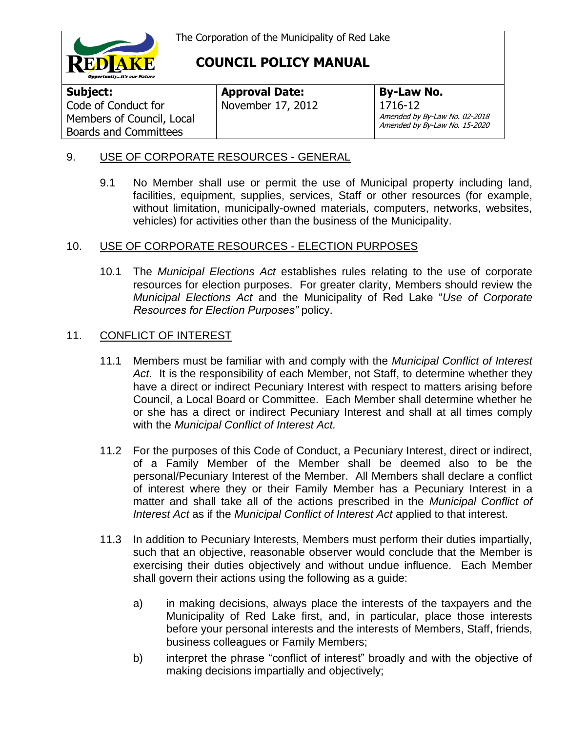## 9. USE OF CORPORATE RESOURCES - GENERAL

9.1 No Member shall use or permit the use of Municipal property including land, facilities, equipment, supplies, services, Staff or other resources (for example, without limitation, municipally-owned materials, computers, networks, websites, vehicles) for activities other than the business of the Municipality.

## 10. USE OF CORPORATE RESOURCES - ELECTION PURPOSES

10.1 The *Municipal Elections Act* establishes rules relating to the use of corporate resources for election purposes. For greater clarity, Members should review the *Municipal Elections Act* and the Municipality of Red Lake "*Use of Corporate Resources for Election Purposes"* policy.

## 11. CONFLICT OF INTEREST

11.1 Members must be familiar with and comply with the *Municipal Conflict of Interest Act*. It is the responsibility of each Member, not Staff, to determine whether they have a direct or indirect Pecuniary Interest with respect to matters arising before Council, a Local Board or Committee. Each Member shall determine whether he or she has a direct or indirect Pecuniary Interest and shall at all times comply with the *Municipal Conflict of Interest Act.*

11.2 For the purposes of this Code of Conduct, a Pecuniary Interest, direct or indirect, of a Family Member of the Member shall be deemed also to be the personal/Pecuniary Interest of the Member. All Members shall declare a conflict of interest where they or their Family Member has a Pecuniary Interest in a matter and shall take all of the actions prescribed in the *Municipal Conflict of Interest Act* as if the *Municipal Conflict of Interest Act* applied to that interest.

11.3 In addition to Pecuniary Interests, Members must perform their duties impartially, such that an objective, reasonable observer would conclude that the Member is exercising their duties objectively and without undue influence. Each Member shall govern their actions using the following as a guide:

a) in making decisions, always place the interests of the taxpayers and the Municipality of Red Lake first, and, in particular, place those interests before your personal interests and the interests of Members, Staff, friends, business colleagues or Family Members;

b) interpret the phrase "conflict of interest" broadly and with the objective of making decisions impartially and objectively;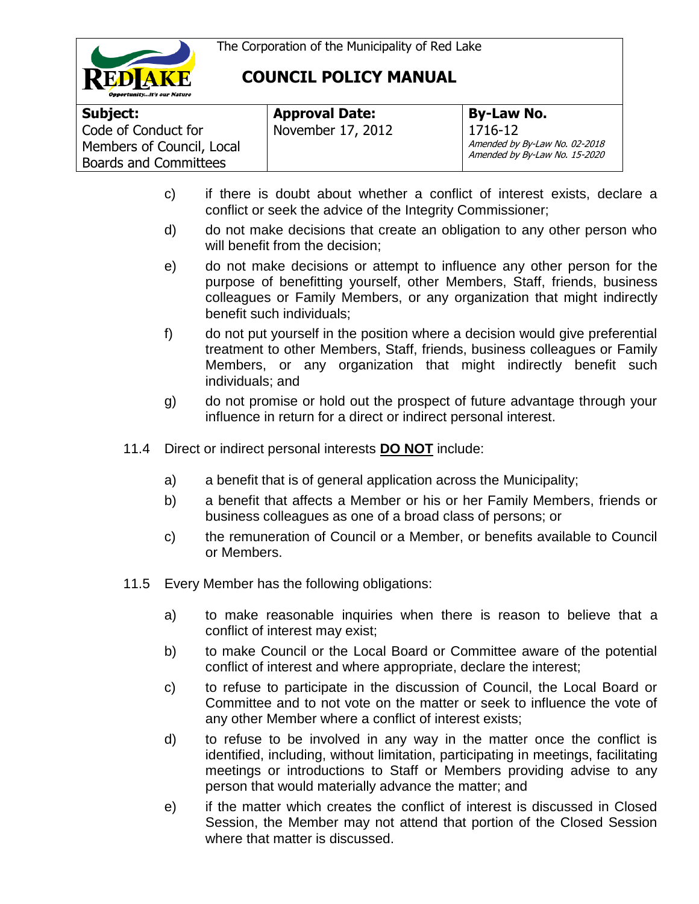c) if there is doubt about whether a conflict of interest exists, declare a conflict or seek the advice of the Integrity Commissioner;

d) do not make decisions that create an obligation to any other person who will benefit from the decision;

e) do not make decisions or attempt to influence any other person for the purpose of benefitting yourself, other Members, Staff, friends, business colleagues or Family Members, or any organization that might indirectly benefit such individuals;

f) do not put yourself in the position where a decision would give preferential treatment to other Members, Staff, friends, business colleagues or Family Members, or any organization that might indirectly benefit such individuals; and

g) do not promise or hold out the prospect of future advantage through your influence in return for a direct or indirect personal interest.

11.4 Direct or indirect personal interests **DO NOT** include:

a) a benefit that is of general application across the Municipality;

b) a benefit that affects a Member or his or her Family Members, friends or business colleagues as one of a broad class of persons; or

c) the remuneration of Council or a Member, or benefits available to Council or Members.

11.5 Every Member has the following obligations:

a) to make reasonable inquiries when there is reason to believe that a conflict of interest may exist;

b) to make Council or the Local Board or Committee aware of the potential conflict of interest and where appropriate, declare the interest;

c) to refuse to participate in the discussion of Council, the Local Board or Committee and to not vote on the matter or seek to influence the vote of any other Member where a conflict of interest exists;

d) to refuse to be involved in any way in the matter once the conflict is identified, including, without limitation, participating in meetings, facilitating meetings or introductions to Staff or Members providing advise to any person that would materially advance the matter; and

e) if the matter which creates the conflict of interest is discussed in Closed Session, the Member may not attend that portion of the Closed Session where that matter is discussed.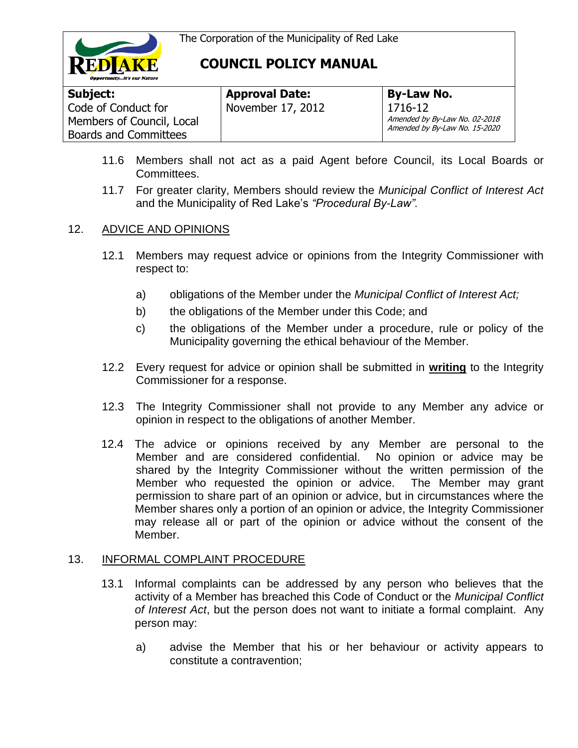11.6 Members shall not act as a paid Agent before Council, its Local Boards or Committees.

11.7 For greater clarity, Members should review the *Municipal Conflict of Interest Act* and the Municipality of Red Lake's *"Procedural By-Law".*

## 12. ADVICE AND OPINIONS

12.1 Members may request advice or opinions from the Integrity Commissioner with respect to:

a) obligations of the Member under the *Municipal Conflict of Interest Act;*

b) the obligations of the Member under this Code; and

c) the obligations of the Member under a procedure, rule or policy of the Municipality governing the ethical behaviour of the Member.

12.2 Every request for advice or opinion shall be submitted in **writing** to the Integrity Commissioner for a response.

12.3 The Integrity Commissioner shall not provide to any Member any advice or opinion in respect to the obligations of another Member.

12.4 The advice or opinions received by any Member are personal to the Member and are considered confidential. No opinion or advice may be shared by the Integrity Commissioner without the written permission of the Member who requested the opinion or advice. The Member may grant permission to share part of an opinion or advice, but in circumstances where the Member shares only a portion of an opinion or advice, the Integrity Commissioner may release all or part of the opinion or advice without the consent of the Member.

## 13. INFORMAL COMPLAINT PROCEDURE

13.1 Informal complaints can be addressed by any person who believes that the activity of a Member has breached this Code of Conduct or the *Municipal Conflict of Interest Act*, but the person does not want to initiate a formal complaint. Any person may:

a) advise the Member that his or her behaviour or activity appears to constitute a contravention;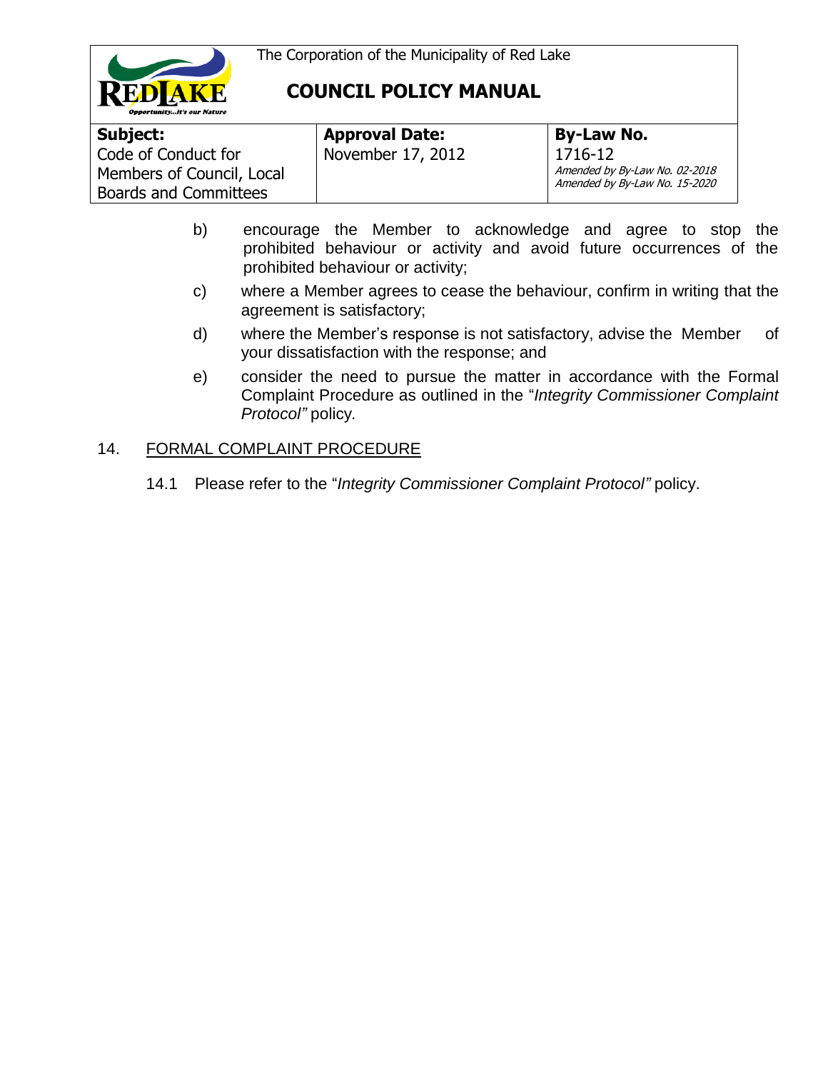b) encourage the Member to acknowledge and agree to stop the prohibited behaviour or activity and avoid future occurrences of the prohibited behaviour or activity;

c) where a Member agrees to cease the behaviour, confirm in writing that the agreement is satisfactory;

d) where the Member's response is not satisfactory, advise the Member of your dissatisfaction with the response; and

e) consider the need to pursue the matter in accordance with the Formal Complaint Procedure as outlined in the "*Integrity Commissioner Complaint Protocol"* policy.

## 14. FORMAL COMPLAINT PROCEDURE

14.1 Please refer to the "*Integrity Commissioner Complaint Protocol"* policy.